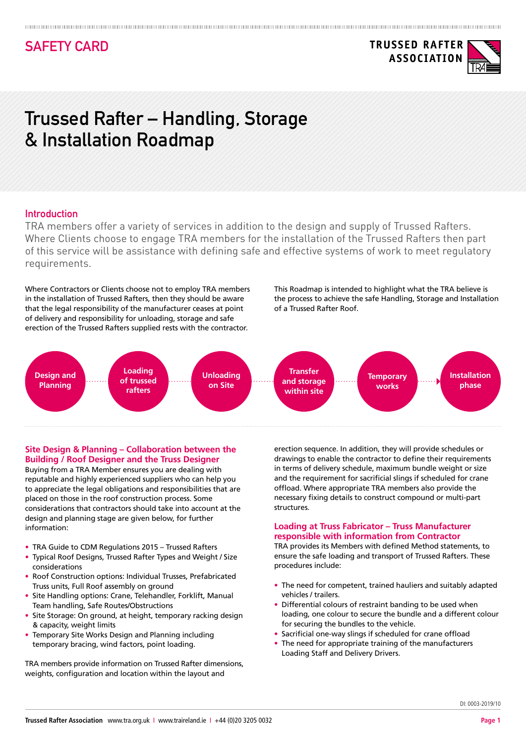SAFETY CARD

**TRUSSED RAFTER ASSOCIATION**

# Trussed Rafter – Handling, Storage & Installation Roadmap

## Introduction

TRA members offer a variety of services in addition to the design and supply of Trussed Rafters. Where Clients choose to engage TRA members for the installation of the Trussed Rafters then part of this service will be assistance with defining safe and effective systems of work to meet regulatory requirements.

Where Contractors or Clients choose not to employ TRA members in the installation of Trussed Rafters, then they should be aware that the legal responsibility of the manufacturer ceases at point of delivery and responsibility for unloading, storage and safe erection of the Trussed Rafters supplied rests with the contractor.

This Roadmap is intended to highlight what the TRA believe is the process to achieve the safe Handling, Storage and Installation of a Trussed Rafter Roof.

Design and Planning → Loading of trussed rafters → Unloading on Site → Transfer and storage within site → Temporary works → Installation phase

### Site Design & Planning – Collaboration between the Building / Roof Designer and the Truss Designer

Buying from a TRA Member ensures you are dealing with reputable and highly experienced suppliers who can help you to appreciate the legal obligations and responsibilities that are placed on those in the roof construction process. Some considerations that contractors should take into account at the design and planning stage are given below, for further information:

- TRA Guide to CDM Regulations 2015 – Trussed Rafters
- Typical Roof Designs, Trussed Rafter Types and Weight / Size considerations
- Roof Construction options: Individual Trusses, Prefabricated Truss units, Full Roof assembly on ground
- Site Handling options: Crane, Telehandler, Forklift, Manual Team handling, Safe Routes/Obstructions
- Site Storage: On ground, at height, temporary racking design & capacity, weight limits
- Temporary Site Works Design and Planning including temporary bracing, wind factors, point loading.

TRA members provide information on Trussed Rafter dimensions, weights, configuration and location within the layout and erection sequence. In addition, they will provide schedules or drawings to enable the contractor to define their requirements in terms of delivery schedule, maximum bundle weight or size and the requirement for sacrificial slings if scheduled for crane offload. Where appropriate TRA members also provide the necessary fixing details to construct compound or multi-part structures.

### Loading at Truss Fabricator – Truss Manufacturer responsible with information from Contractor

TRA provides its Members with defined Method statements, to ensure the safe loading and transport of Trussed Rafters. These procedures include:

- The need for competent, trained hauliers and suitably adapted vehicles / trailers.
- Differential colours of restraint banding to be used when loading, one colour to secure the bundle and a different colour for securing the bundles to the vehicle.
- Sacrificial one-way slings if scheduled for crane offload
- The need for appropriate training of the manufacturers Loading Staff and Delivery Drivers.

DI: 0003-2019/10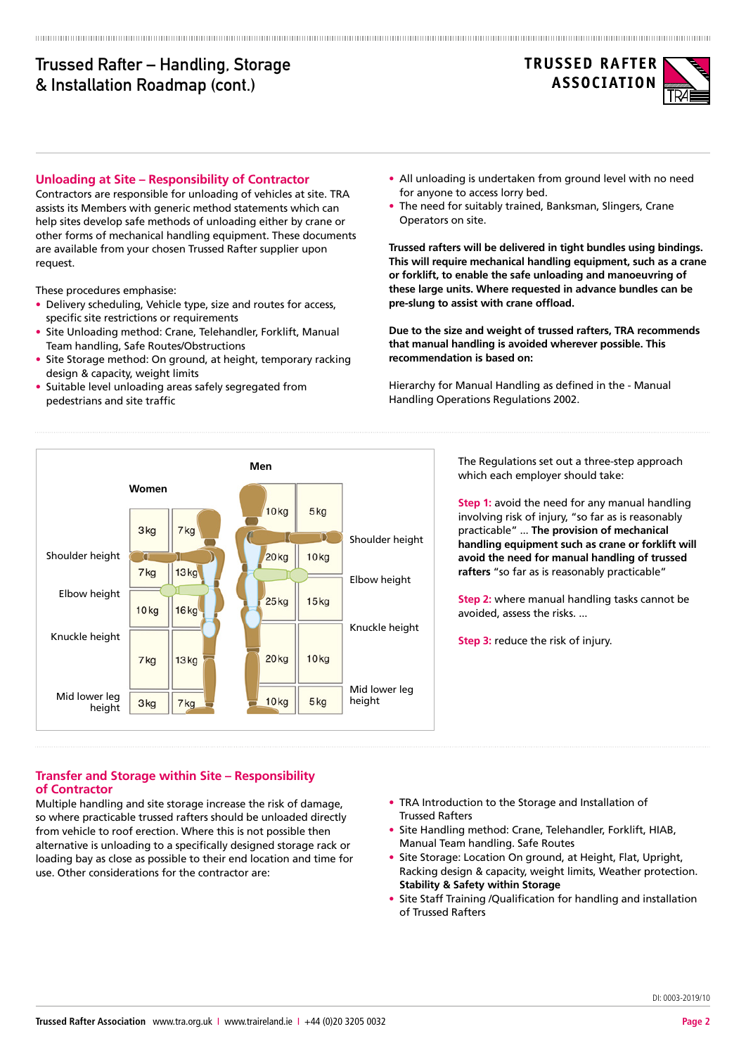## Unloading at Site – Responsibility of Contractor

Contractors are responsible for unloading of vehicles at site. TRA assists its Members with generic method statements which can help sites develop safe methods of unloading either by crane or other forms of mechanical handling equipment. These documents are available from your chosen Trussed Rafter supplier upon request.

These procedures emphasise:

- Delivery scheduling, Vehicle type, size and routes for access, specific site restrictions or requirements
- Site Unloading method: Crane, Telehandler, Forklift, Manual Team handling, Safe Routes/Obstructions
- Site Storage method: On ground, at height, temporary racking design & capacity, weight limits
- Suitable level unloading areas safely segregated from pedestrians and site traffic
- All unloading is undertaken from ground level with no need for anyone to access lorry bed.
- The need for suitably trained, Banksman, Slingers, Crane Operators on site.

**Trussed rafters will be delivered in tight bundles using bindings. This will require mechanical handling equipment, such as a crane or forklift, to enable the safe unloading and manoeuvring of these large units. Where requested in advance bundles can be pre-slung to assist with crane offload.**

**Due to the size and weight of trussed rafters, TRA recommends that manual handling is avoided wherever possible. This recommendation is based on:**

Hierarchy for Manual Handling as defined in the - Manual Handling Operations Regulations 2002.

| Zone | Women | | Men | |
|---|---|---|---|---|
| Above shoulder height | 3kg | 7kg | 10kg | 5kg |
| Shoulder height to elbow height | 7kg | 13kg | 20kg | 10kg |
| Elbow height to knuckle height | 10kg | 16kg | 25kg | 15kg |
| Knuckle height to mid lower leg height | 7kg | 13kg | 20kg | 10kg |
| Below mid lower leg height | 3kg | 7kg | 10kg | 5kg |

The Regulations set out a three-step approach which each employer should take:

**Step 1:** avoid the need for any manual handling involving risk of injury, "so far as is reasonably practicable" … **The provision of mechanical handling equipment such as crane or forklift will avoid the need for manual handling of trussed rafters** "so far as is reasonably practicable"

**Step 2:** where manual handling tasks cannot be avoided, assess the risks. …

**Step 3:** reduce the risk of injury.

## Transfer and Storage within Site – Responsibility of Contractor

Multiple handling and site storage increase the risk of damage, so where practicable trussed rafters should be unloaded directly from vehicle to roof erection. Where this is not possible then alternative is unloading to a specifically designed storage rack or loading bay as close as possible to their end location and time for use. Other considerations for the contractor are:

- TRA Introduction to the Storage and Installation of Trussed Rafters
- Site Handling method: Crane, Telehandler, Forklift, HIAB, Manual Team handling. Safe Routes
- Site Storage: Location On ground, at Height, Flat, Upright, Racking design & capacity, weight limits, Weather protection. **Stability & Safety within Storage**
- Site Staff Training /Qualification for handling and installation of Trussed Rafters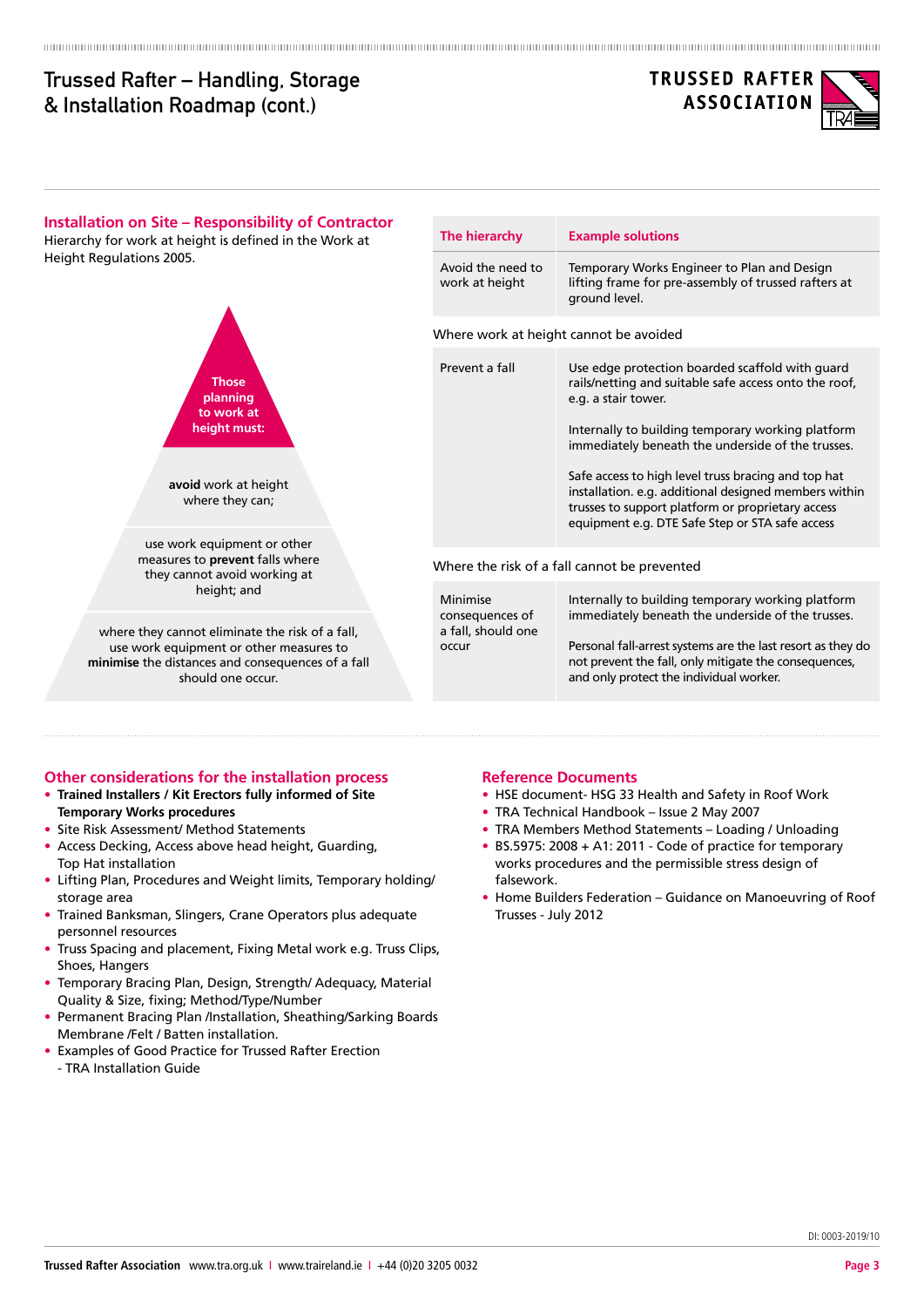# Trussed Rafter – Handling, Storage & Installation Roadmap (cont.)

## Installation on Site – Responsibility of Contractor

Hierarchy for work at height is defined in the Work at Height Regulations 2005.

**Those planning to work at height must:**

**avoid** work at height where they can;

use work equipment or other measures to **prevent** falls where they cannot avoid working at height; and

where they cannot eliminate the risk of a fall, use work equipment or other measures to **minimise** the distances and consequences of a fall should one occur.

| The hierarchy | Example solutions |
|---|---|
| Avoid the need to work at height | Temporary Works Engineer to Plan and Design lifting frame for pre-assembly of trussed rafters at ground level. |
| *Where work at height cannot be avoided* | |
| Prevent a fall | Use edge protection boarded scaffold with guard rails/netting and suitable safe access onto the roof, e.g. a stair tower. Internally to building temporary working platform immediately beneath the underside of the trusses. Safe access to high level truss bracing and top hat installation. e.g. additional designed members within trusses to support platform or proprietary access equipment e.g. DTE Safe Step or STA safe access |
| *Where the risk of a fall cannot be prevented* | |
| Minimise consequences of a fall, should one occur | Internally to building temporary working platform immediately beneath the underside of the trusses. Personal fall-arrest systems are the last resort as they do not prevent the fall, only mitigate the consequences, and only protect the individual worker. |

## Other considerations for the installation process

- **Trained Installers / Kit Erectors fully informed of Site Temporary Works procedures**
- Site Risk Assessment/ Method Statements
- Access Decking, Access above head height, Guarding, Top Hat installation
- Lifting Plan, Procedures and Weight limits, Temporary holding/ storage area
- Trained Banksman, Slingers, Crane Operators plus adequate personnel resources
- Truss Spacing and placement, Fixing Metal work e.g. Truss Clips, Shoes, Hangers
- Temporary Bracing Plan, Design, Strength/ Adequacy, Material Quality & Size, fixing; Method/Type/Number
- Permanent Bracing Plan /Installation, Sheathing/Sarking Boards Membrane /Felt / Batten installation.
- Examples of Good Practice for Trussed Rafter Erection - TRA Installation Guide

## Reference Documents

- HSE document- HSG 33 Health and Safety in Roof Work
- TRA Technical Handbook – Issue 2 May 2007
- TRA Members Method Statements – Loading / Unloading
- BS.5975: 2008 + A1: 2011 - Code of practice for temporary works procedures and the permissible stress design of falsework.
- Home Builders Federation – Guidance on Manoeuvring of Roof Trusses - July 2012

DI: 0003-2019/10